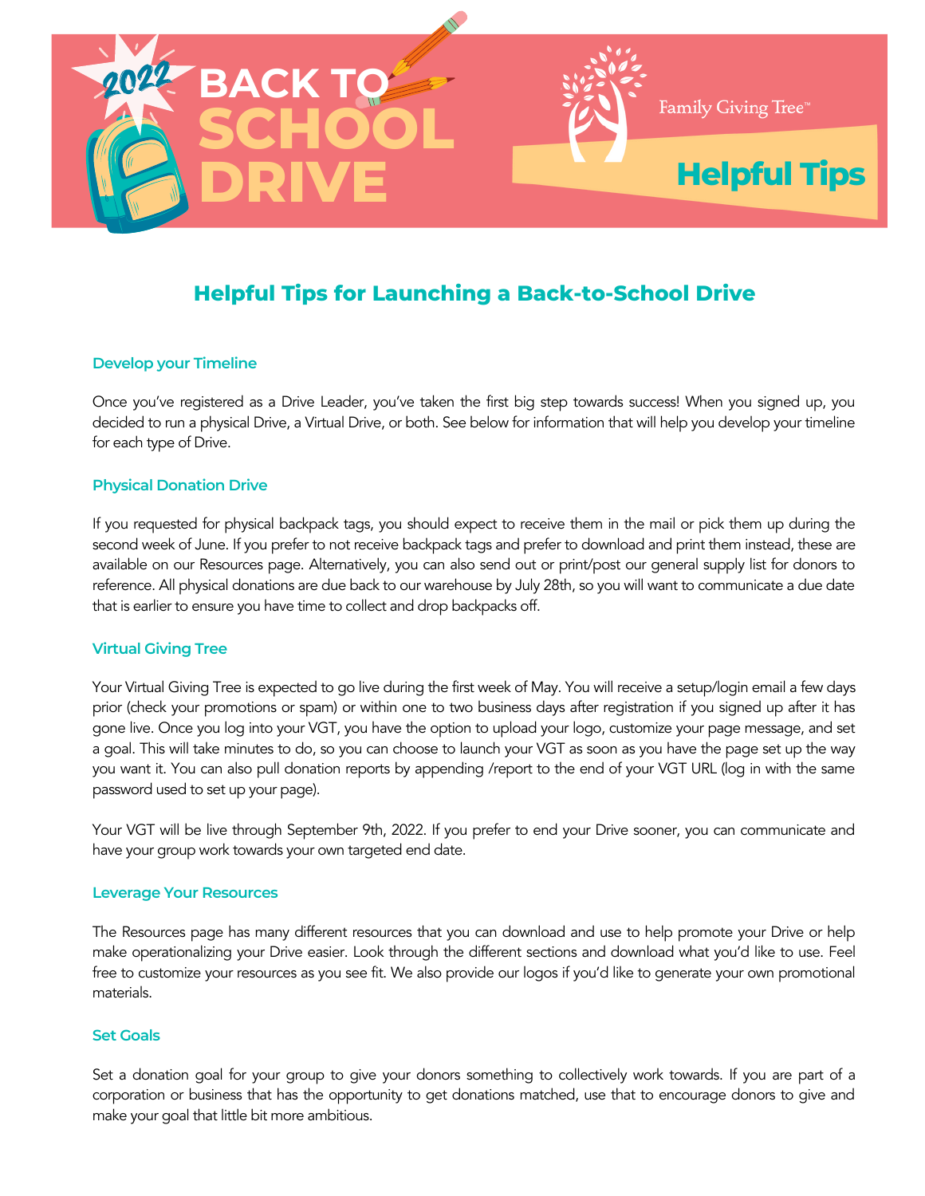# 2022 BACK TO SCHOOL DRIVE

Family Giving Tree™

**Helpful Tips**

## Helpful Tips for Launching a Back-to-School Drive

### Develop your Timeline

Once you've registered as a Drive Leader, you've taken the first big step towards success! When you signed up, you decided to run a physical Drive, a Virtual Drive, or both. See below for information that will help you develop your timeline for each type of Drive.

### Physical Donation Drive

If you requested for physical backpack tags, you should expect to receive them in the mail or pick them up during the second week of June. If you prefer to not receive backpack tags and prefer to download and print them instead, these are available on our Resources page. Alternatively, you can also send out or print/post our general supply list for donors to reference. All physical donations are due back to our warehouse by July 28th, so you will want to communicate a due date that is earlier to ensure you have time to collect and drop backpacks off.

### Virtual Giving Tree

Your Virtual Giving Tree is expected to go live during the first week of May. You will receive a setup/login email a few days prior (check your promotions or spam) or within one to two business days after registration if you signed up after it has gone live. Once you log into your VGT, you have the option to upload your logo, customize your page message, and set a goal. This will take minutes to do, so you can choose to launch your VGT as soon as you have the page set up the way you want it. You can also pull donation reports by appending /report to the end of your VGT URL (log in with the same password used to set up your page).

Your VGT will be live through September 9th, 2022. If you prefer to end your Drive sooner, you can communicate and have your group work towards your own targeted end date.

### Leverage Your Resources

The Resources page has many different resources that you can download and use to help promote your Drive or help make operationalizing your Drive easier. Look through the different sections and download what you'd like to use. Feel free to customize your resources as you see fit. We also provide our logos if you'd like to generate your own promotional materials.

### Set Goals

Set a donation goal for your group to give your donors something to collectively work towards. If you are part of a corporation or business that has the opportunity to get donations matched, use that to encourage donors to give and make your goal that little bit more ambitious.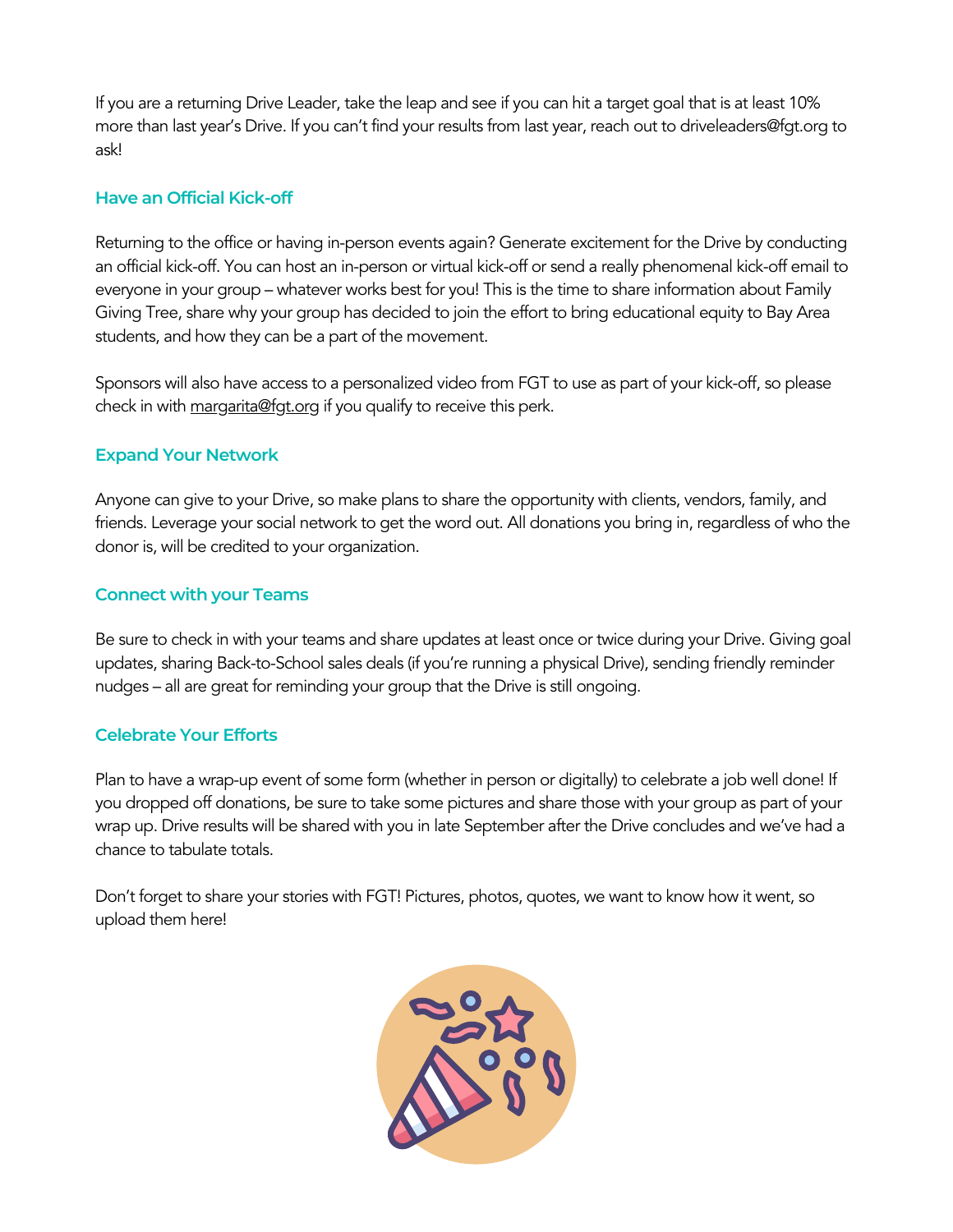If you are a returning Drive Leader, take the leap and see if you can hit a target goal that is at least 10% more than last year's Drive. If you can't find your results from last year, reach out to driveleaders@fgt.org to ask!

### Have an Official Kick-off

Returning to the office or having in-person events again? Generate excitement for the Drive by conducting an official kick-off. You can host an in-person or virtual kick-off or send a really phenomenal kick-off email to everyone in your group – whatever works best for you! This is the time to share information about Family Giving Tree, share why your group has decided to join the effort to bring educational equity to Bay Area students, and how they can be a part of the movement.

Sponsors will also have access to a personalized video from FGT to use as part of your kick-off, so please check in with margarita@fgt.org if you qualify to receive this perk.

### Expand Your Network

Anyone can give to your Drive, so make plans to share the opportunity with clients, vendors, family, and friends. Leverage your social network to get the word out. All donations you bring in, regardless of who the donor is, will be credited to your organization.

### Connect with your Teams

Be sure to check in with your teams and share updates at least once or twice during your Drive. Giving goal updates, sharing Back-to-School sales deals (if you're running a physical Drive), sending friendly reminder nudges – all are great for reminding your group that the Drive is still ongoing.

### Celebrate Your Efforts

Plan to have a wrap-up event of some form (whether in person or digitally) to celebrate a job well done! If you dropped off donations, be sure to take some pictures and share those with your group as part of your wrap up. Drive results will be shared with you in late September after the Drive concludes and we've had a chance to tabulate totals.

Don't forget to share your stories with FGT! Pictures, photos, quotes, we want to know how it went, so upload them here!